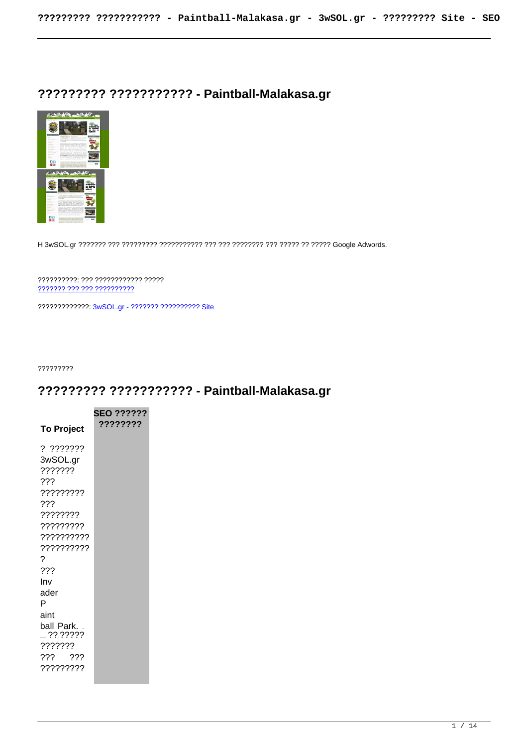# ????????? ??????????? - Paintball-Malakasa.gr

H 3wSOL.gr ??????? ??? ????????? ??????????? ??? ??? ???????? ??? ????? ?? ????? Google Adwords.

??????????: ??? ???????????? ?????
[??????? ??? ??? ??????????]()

?????????????: [3wSOL.gr - ??????? ?????????? Site]()

?????????

## ????????? ??????????? - Paintball-Malakasa.gr

| To Project | SEO ?????? ???????? |
| --- | --- |
| ? ??????? 3wSOL.gr ??????? ??? ????????? ??? ???????? ????????? ?????????? ??????????? ? ??? Invader Paintball Park. ?? ????? ??????? ??? ??? ????????? | |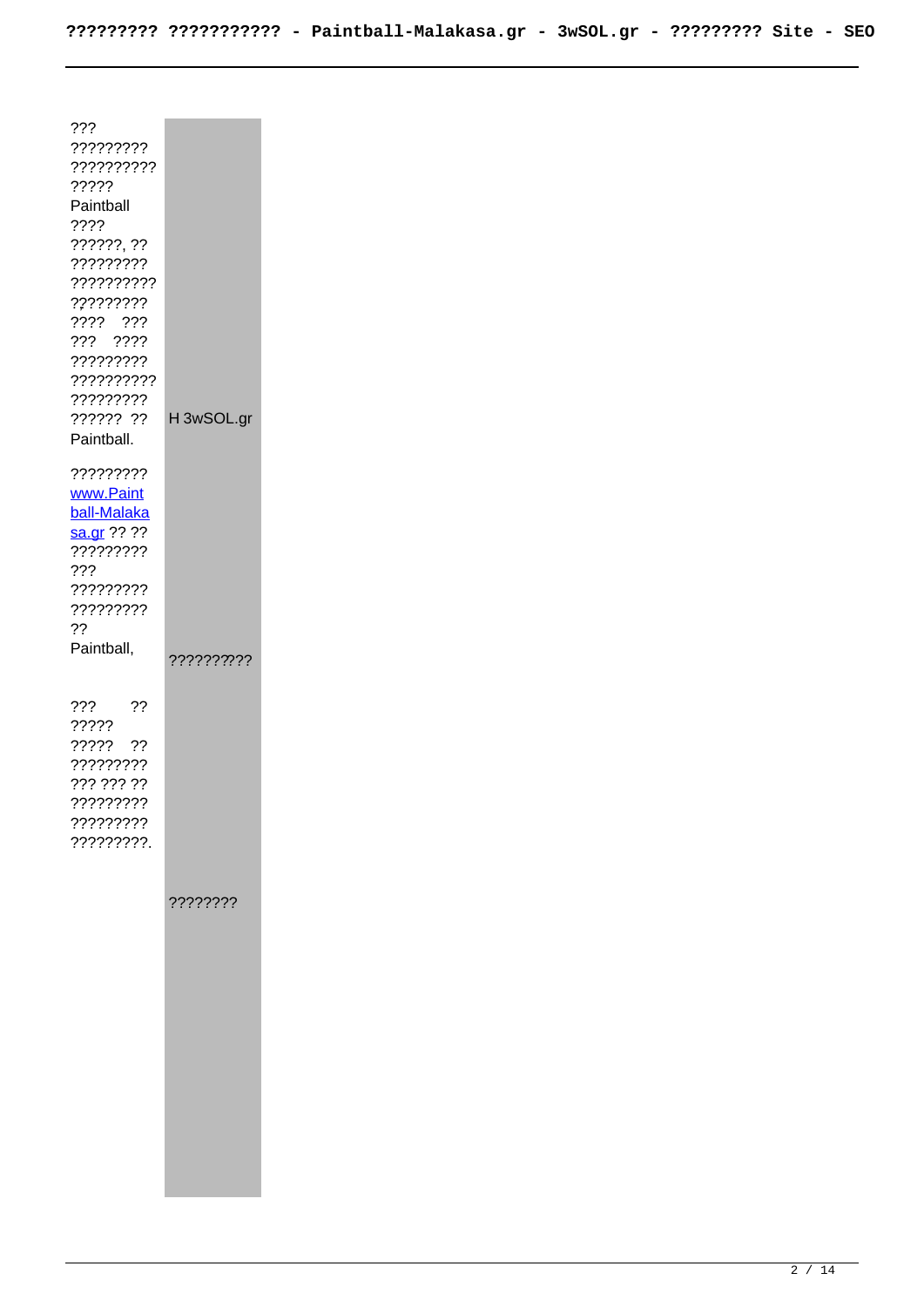| ??? ????????? ?????????? ????? Paintball ???? ??????, ?? ????????? ?????????? ????????? ???? ??? ??? ???? ????????? ?????????? ????????? ?????? ?? Paintball. | H 3wSOL.gr |
| --- | --- |
| ????????? www.Paintball-Malakasa.gr ?? ?? ????????? ??? ????????? ????????? ?? Paintball, | ????????? |
| ??? ?? ????? ????? ?? ????????? ??? ??? ?? ????????? ????????? ?????????. | ???????? |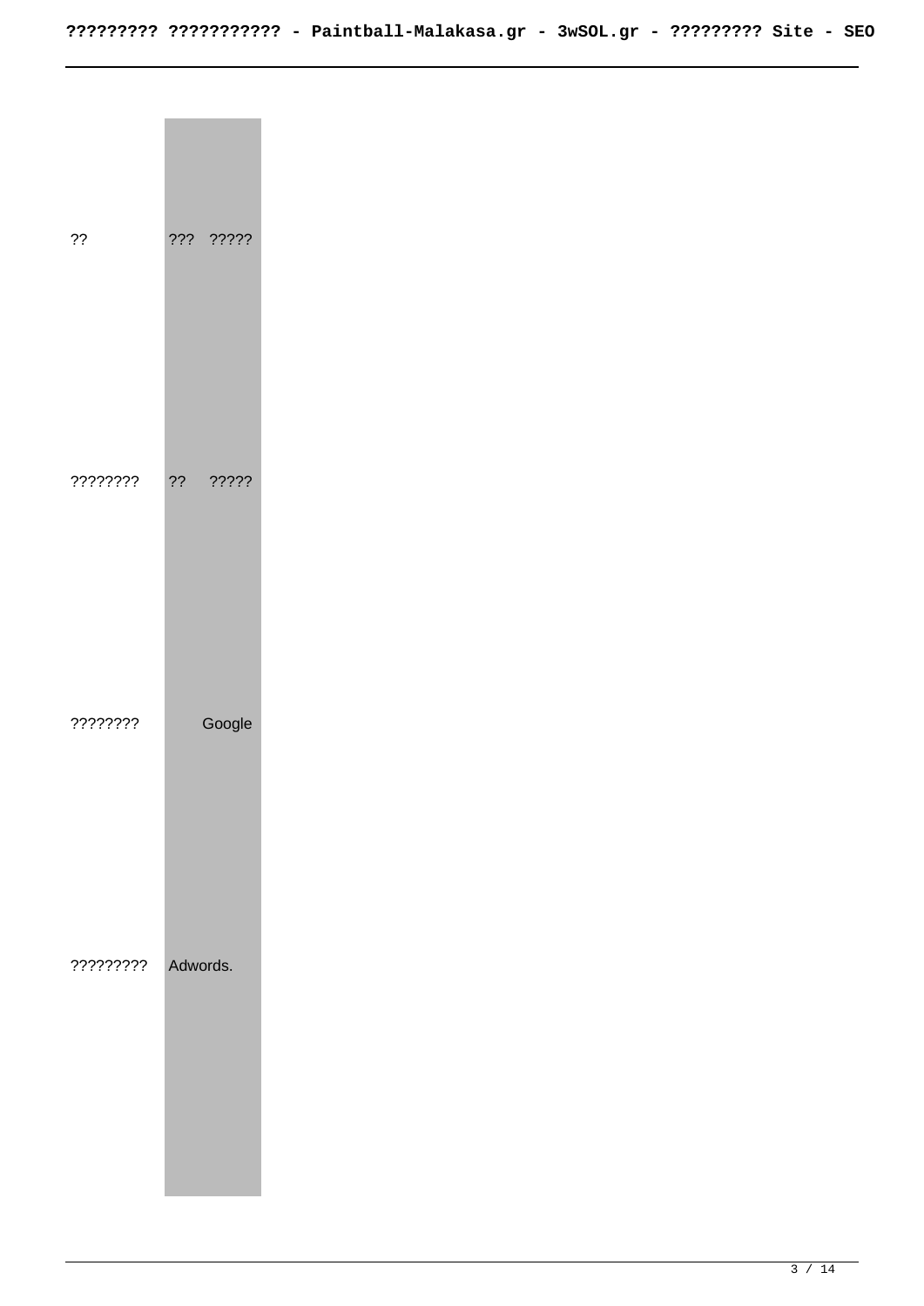| ?? | ??? ????? |
|---|---|
| ???????? | ?? ????? |
| ???????? | Google |
| ????????? | Adwords. |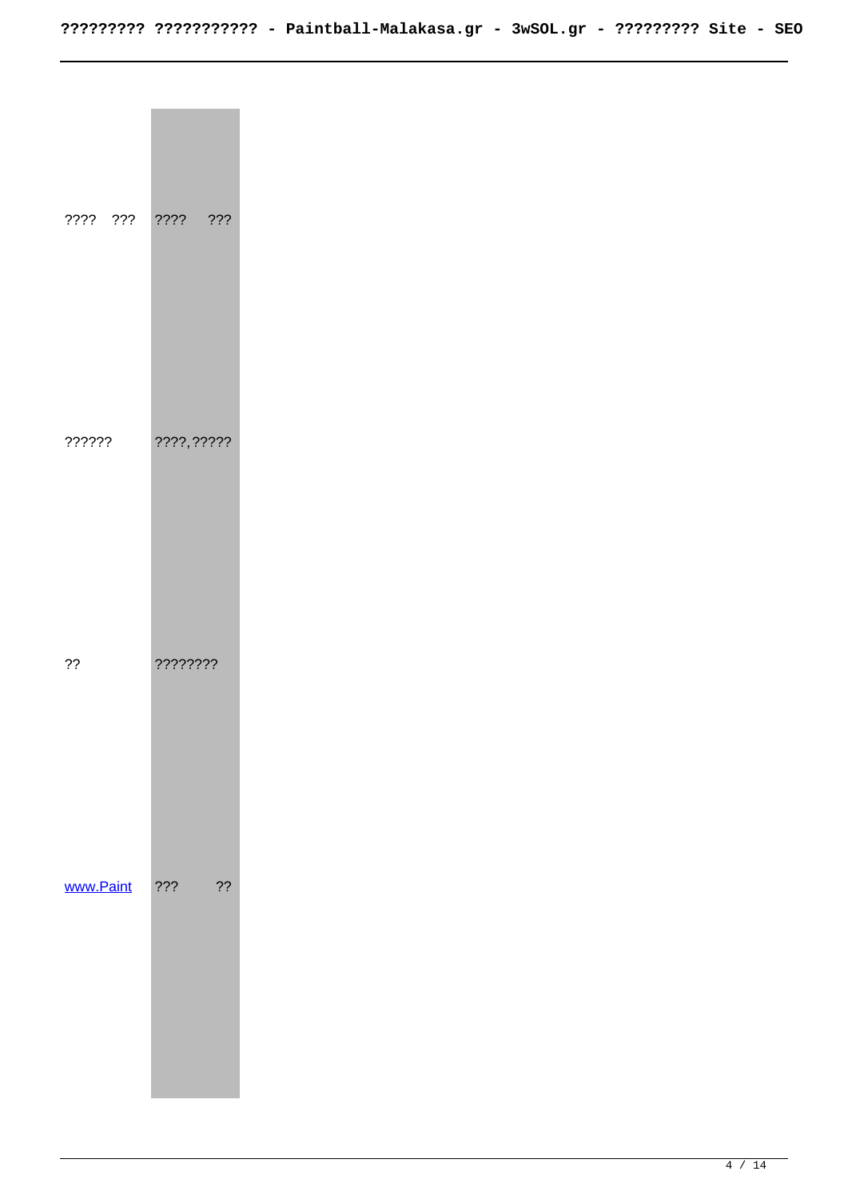| | |
|---|---|
| ???? ??? | ???? ??? |
| ?????? | ????,????? |
| ?? | ???????? |
| www.Paint | ??? ?? |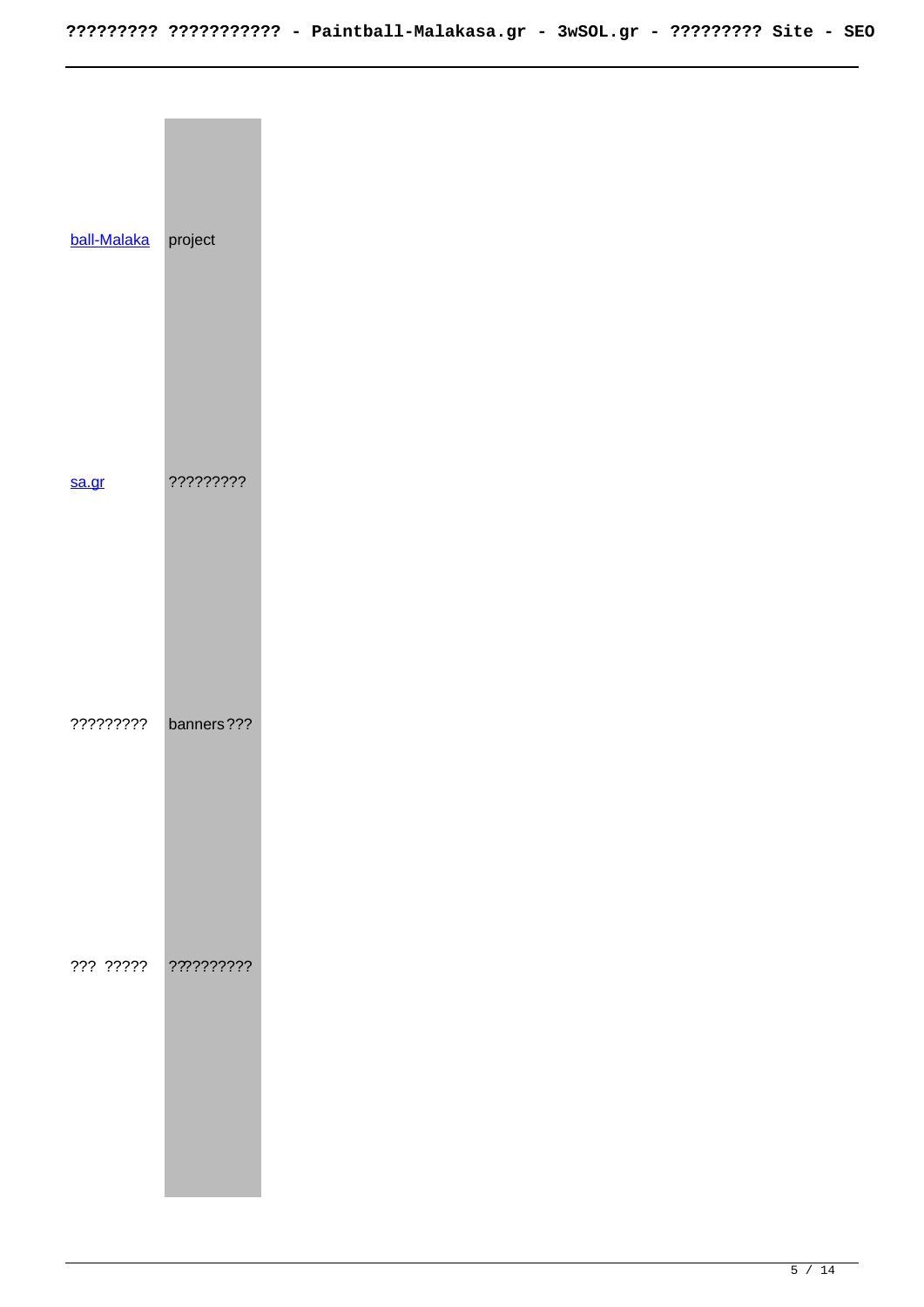| | |
| --- | --- |
| ball-Malaka | project |
| sa.gr | ????????? |
| ????????? | banners??? |
| ??? ????? | ?????????? |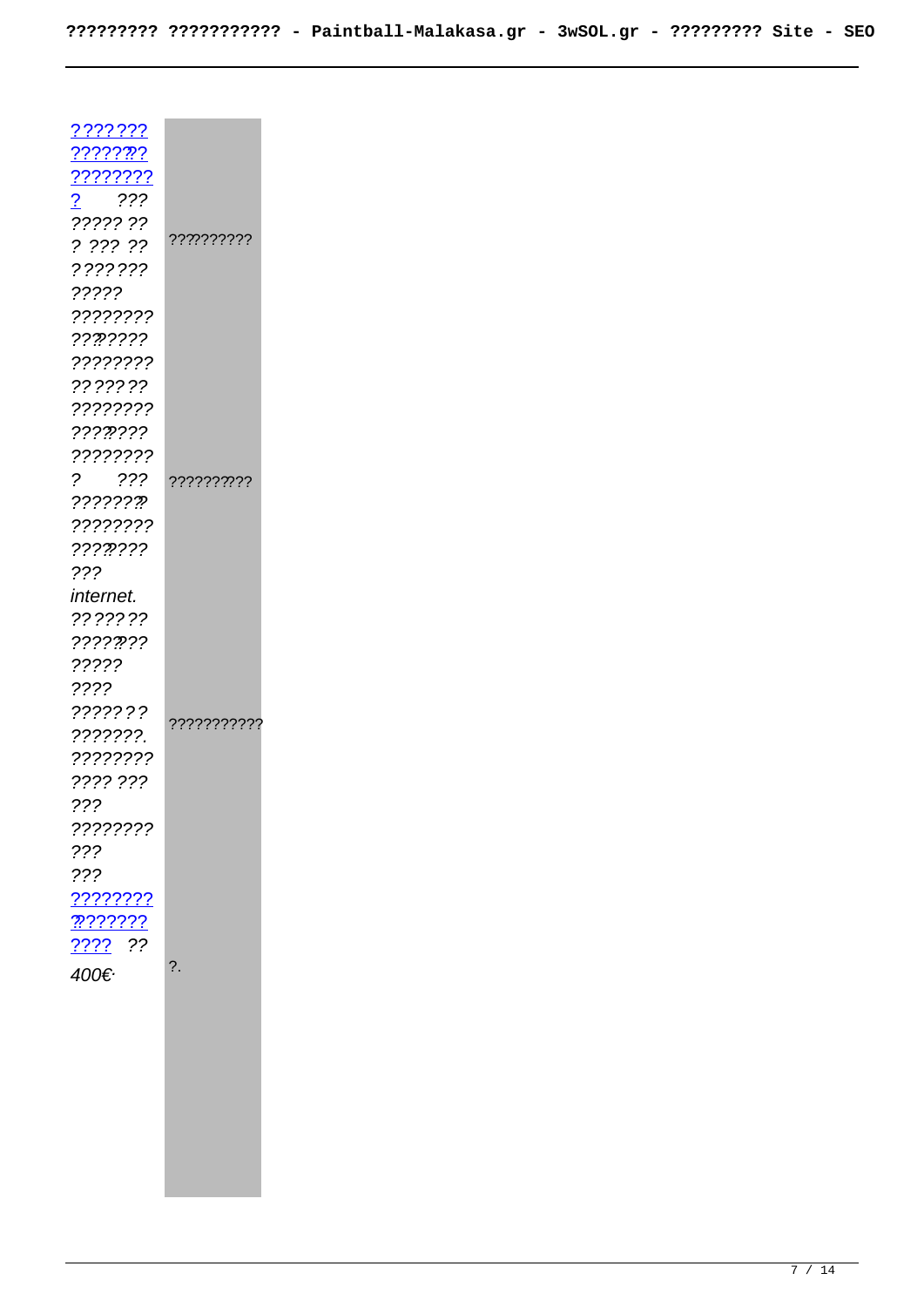| [???????](#) [???????](#) [????????](#) [?](#) ??? ????? ?? ? ??? ?? ??????? ????? ???????? ??????? ???????? ?????? ???????? ??????? ???????? ? ??? ???????? ???????? ??????? ??? internet. ?????? ??????? ????? ???? ??????? ???????. ???????? ???? ??? ??? ???????? ??? ??? [????????](#) [???????](#) [????](#) ?? 400€ | ?????????<br>?????????<br>???????????<br>?. |
|---|---|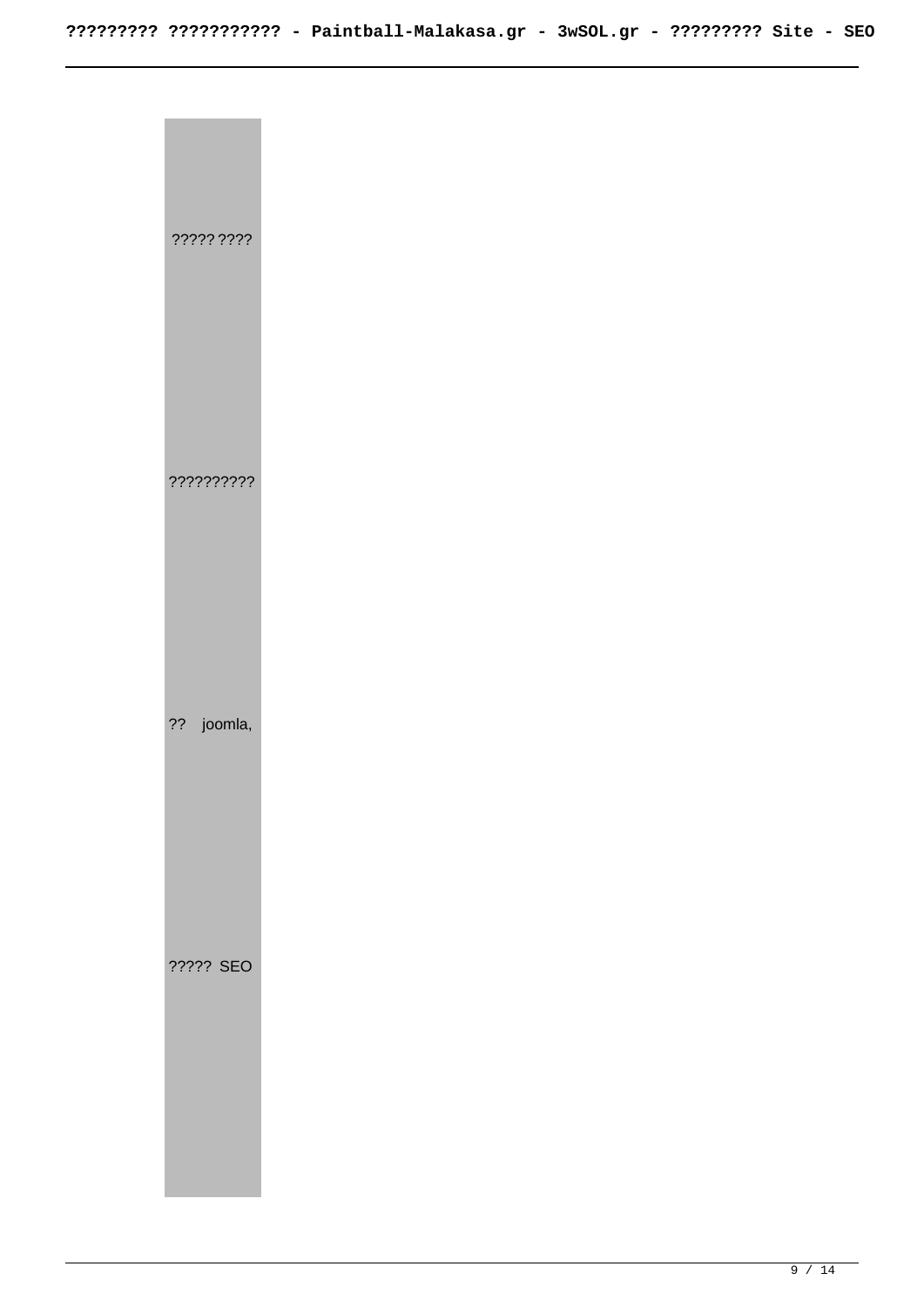????? ????

??????????

?? joomla,

????? SEO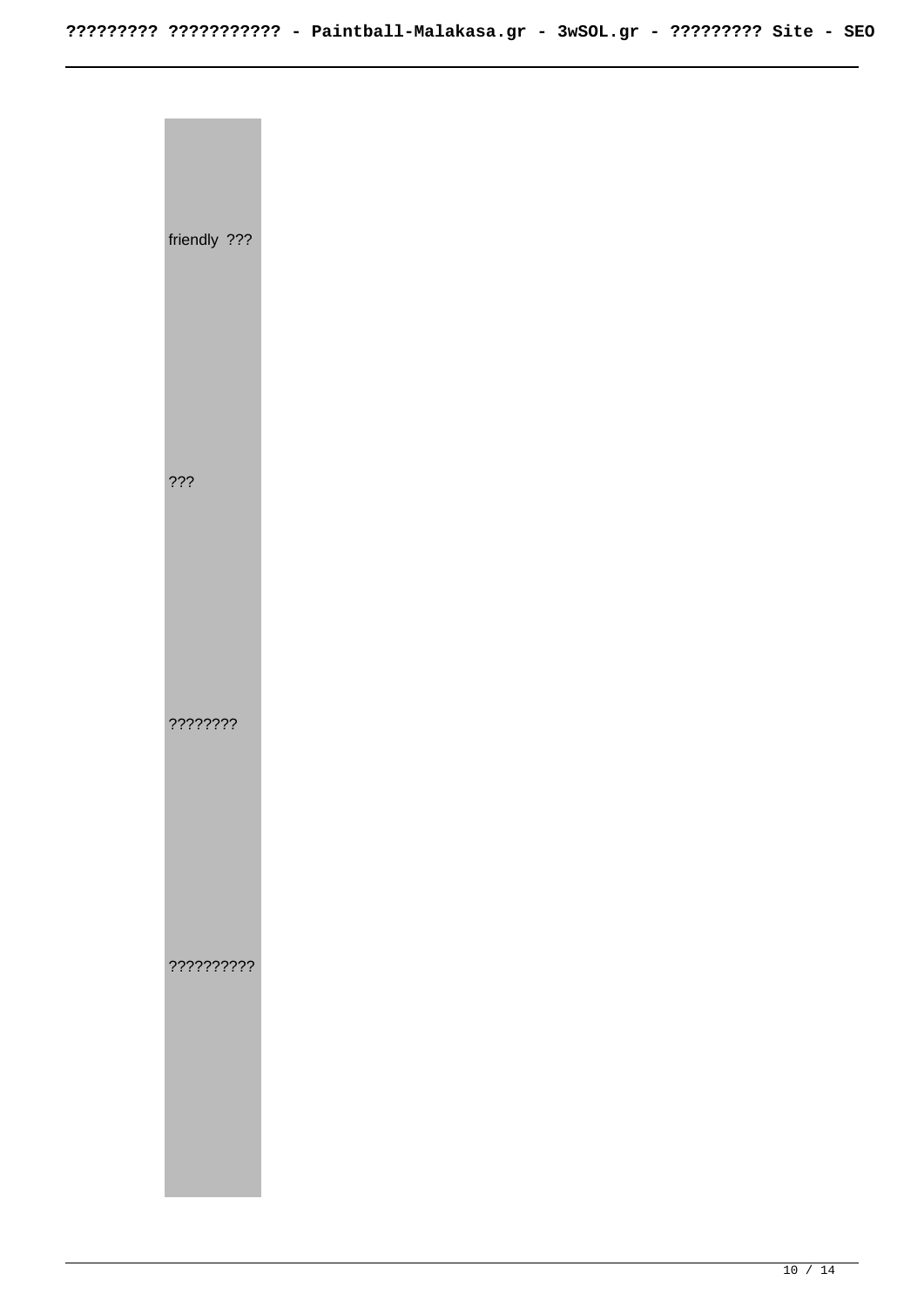friendly ???

???

????????

??????????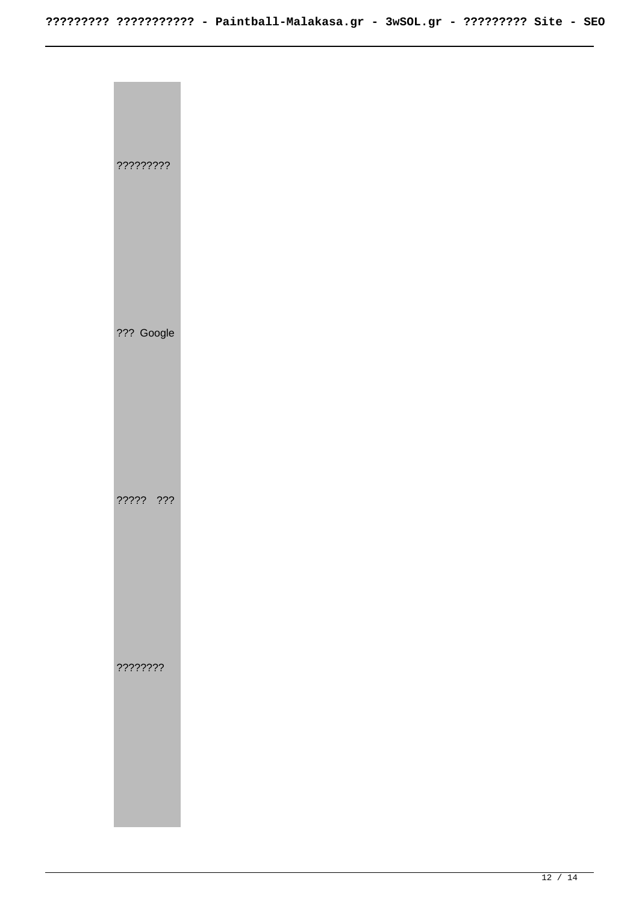| |
|---|
| ????????? |
| ??? Google |
| ????? ??? |
| ???????? |